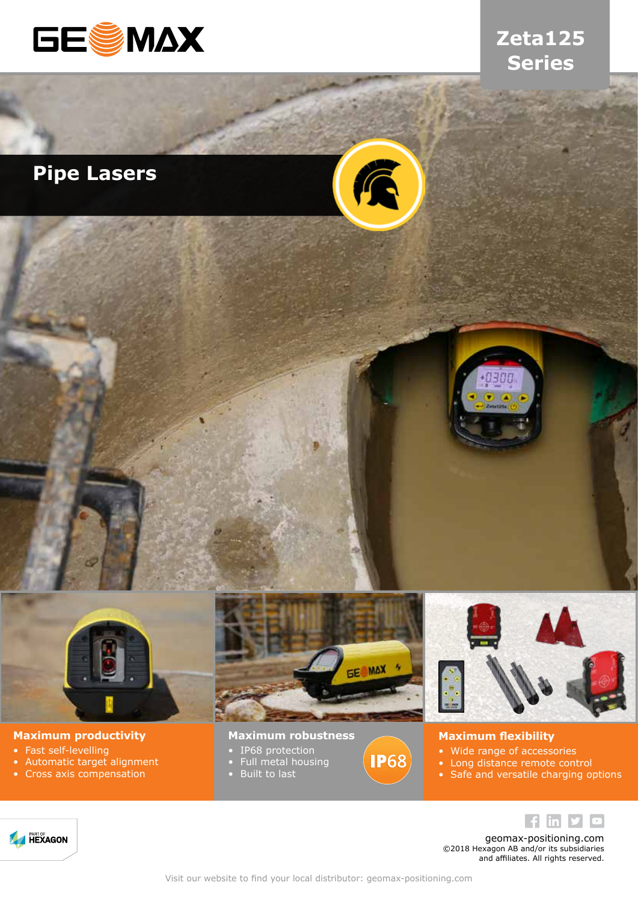# Zeta125 Series

## Pipe Lasers

### Maximum productivity

- Fast self-levelling
- Automatic target alignment
- Cross axis compensation

### Maximum robustness

- IP68 protection
- Full metal housing
- Built to last

IP68

### Maximum flexibility

- Wide range of accessories
- Long distance remote control
- Safe and versatile charging options

PART OF HEXAGON

geomax-positioning.com
©2018 Hexagon AB and/or its subsidiaries and affiliates. All rights reserved.

Visit our website to find your local distributor: geomax-positioning.com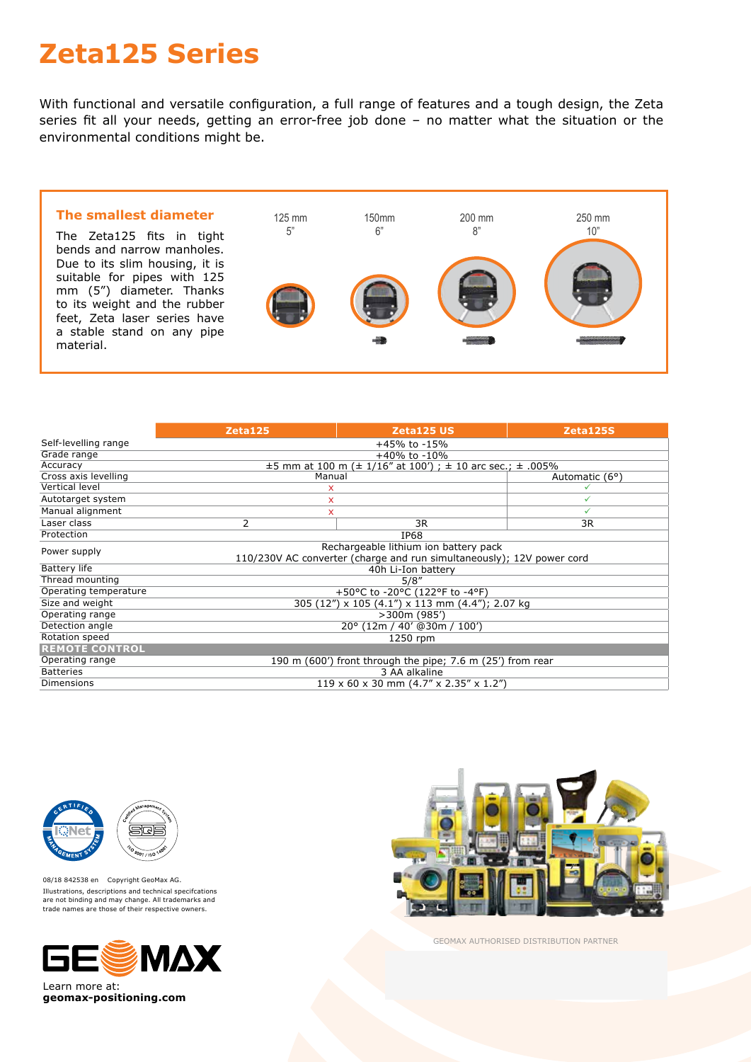# Zeta125 Series

With functional and versatile configuration, a full range of features and a tough design, the Zeta series fit all your needs, getting an error-free job done – no matter what the situation or the environmental conditions might be.

## The smallest diameter

The Zeta125 fits in tight bends and narrow manholes. Due to its slim housing, it is suitable for pipes with 125 mm (5") diameter. Thanks to its weight and the rubber feet, Zeta laser series have a stable stand on any pipe material.

125 mm
5"

150mm
6"

200 mm
8"

250 mm
10"

| | Zeta125 | Zeta125 US | Zeta125S |
|---|---|---|---|
| Self-levelling range | +45% to -15% | | |
| Grade range | +40% to -10% | | |
| Accuracy | ±5 mm at 100 m (± 1/16" at 100') ; ± 10 arc sec.; ± .005% | | |
| Cross axis levelling | Manual | | Automatic (6°) |
| Vertical level | x | | ✓ |
| Autotarget system | x | | ✓ |
| Manual alignment | x | | ✓ |
| Laser class | 2 | 3R | 3R |
| Protection | IP68 | | |
| Power supply | Rechargeable lithium ion battery pack<br>110/230V AC converter (charge and run simultaneously); 12V power cord | | |
| Battery life | 40h Li-Ion battery | | |
| Thread mounting | 5/8" | | |
| Operating temperature | +50°C to -20°C (122°F to -4°F) | | |
| Size and weight | 305 (12") x 105 (4.1") x 113 mm (4.4"); 2.07 kg | | |
| Operating range | >300m (985') | | |
| Detection angle | 20° (12m / 40' @30m / 100') | | |
| Rotation speed | 1250 rpm | | |
| **REMOTE CONTROL** | | | |
| Operating range | 190 m (600') front through the pipe; 7.6 m (25') from rear | | |
| Batteries | 3 AA alkaline | | |
| Dimensions | 119 x 60 x 30 mm (4.7" x 2.35" x 1.2") | | |

08/18 842538 en Copyright GeoMax AG.
Illustrations, descriptions and technical specifcations are not binding and may change. All trademarks and trade names are those of their respective owners.

GEOMAX AUTHORISED DISTRIBUTION PARTNER

Learn more at:
**geomax-positioning.com**